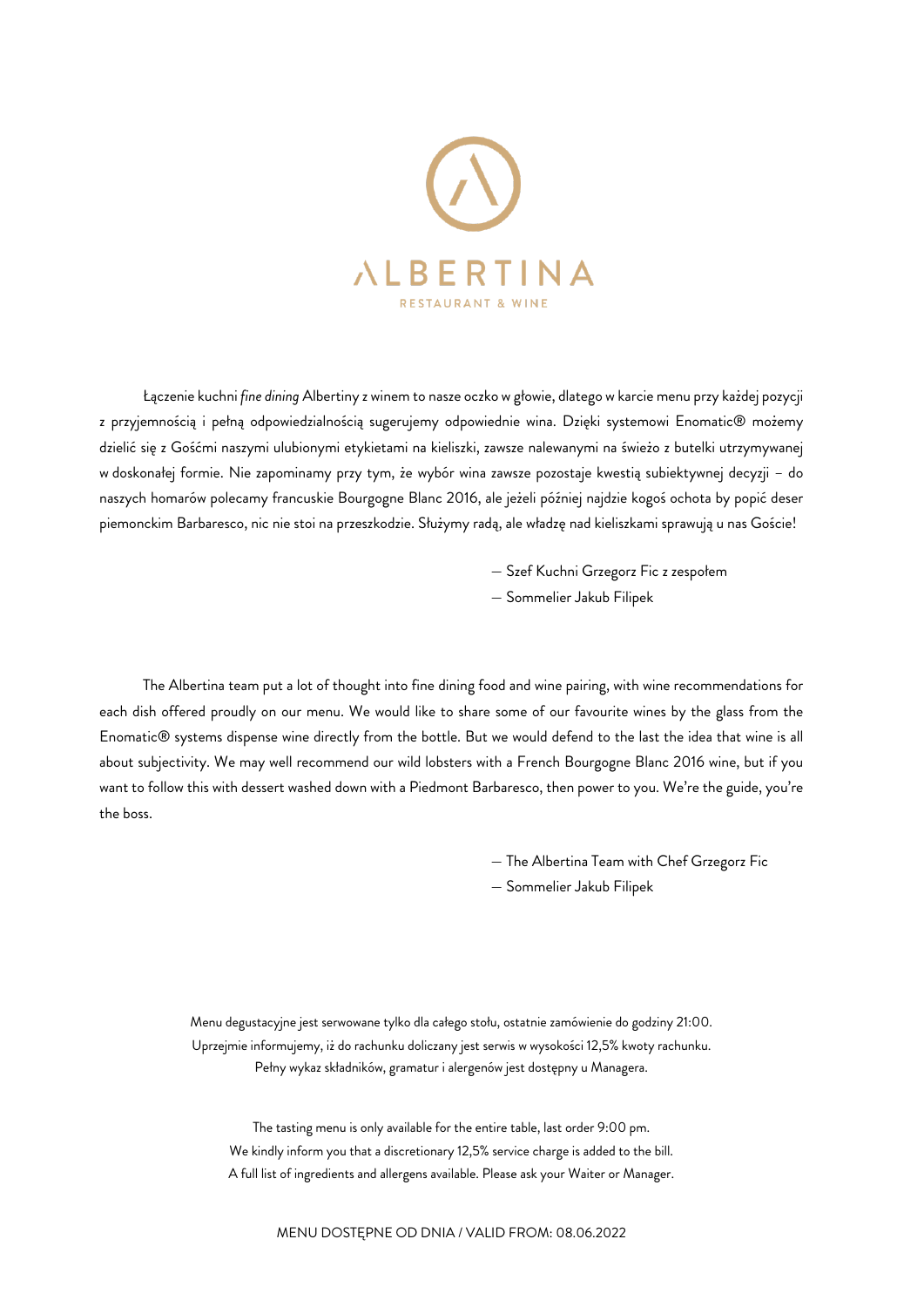# ALBERTINA

RESTAURANT & WINE

Łączenie kuchni *fine dining* Albertiny z winem to nasze oczko w głowie, dlatego w karcie menu przy każdej pozycji z przyjemnością i pełną odpowiedzialnością sugerujemy odpowiednie wina. Dzięki systemowi Enomatic® możemy dzielić się z Gośćmi naszymi ulubionymi etykietami na kieliszki, zawsze nalewanymi na świeżo z butelki utrzymywanej w doskonałej formie. Nie zapominamy przy tym, że wybór wina zawsze pozostaje kwestią subiektywnej decyzji – do naszych homarów polecamy francuskie Bourgogne Blanc 2016, ale jeżeli później najdzie kogoś ochota by popić deser piemonckim Barbaresco, nic nie stoi na przeszkodzie. Służymy radą, ale władzę nad kieliszkami sprawują u nas Goście!

— Szef Kuchni Grzegorz Fic z zespołem
— Sommelier Jakub Filipek

The Albertina team put a lot of thought into fine dining food and wine pairing, with wine recommendations for each dish offered proudly on our menu. We would like to share some of our favourite wines by the glass from the Enomatic® systems dispense wine directly from the bottle. But we would defend to the last the idea that wine is all about subjectivity. We may well recommend our wild lobsters with a French Bourgogne Blanc 2016 wine, but if you want to follow this with dessert washed down with a Piedmont Barbaresco, then power to you. We're the guide, you're the boss.

— The Albertina Team with Chef Grzegorz Fic
— Sommelier Jakub Filipek

Menu degustacyjne jest serwowane tylko dla całego stołu, ostatnie zamówienie do godziny 21:00.
Uprzejmie informujemy, iż do rachunku doliczany jest serwis w wysokości 12,5% kwoty rachunku.
Pełny wykaz składników, gramatur i alergenów jest dostępny u Managera.

The tasting menu is only available for the entire table, last order 9:00 pm.
We kindly inform you that a discretionary 12,5% service charge is added to the bill.
A full list of ingredients and allergens available. Please ask your Waiter or Manager.

MENU DOSTĘPNE OD DNIA / VALID FROM: 08.06.2022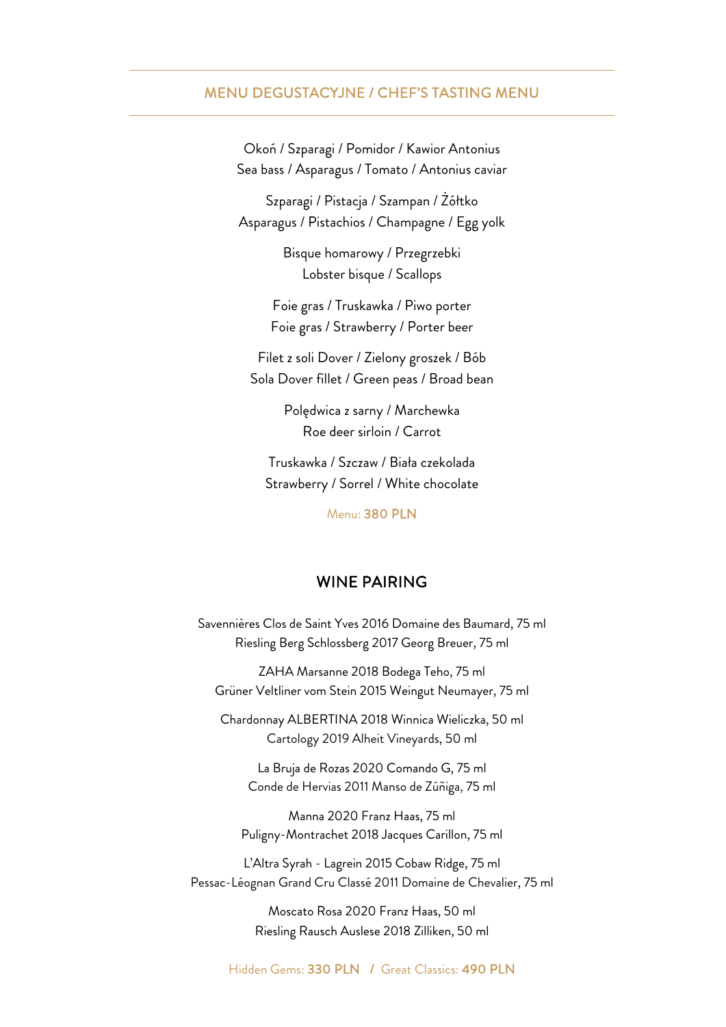## MENU DEGUSTACYJNE / CHEF'S TASTING MENU

Okoń / Szparagi / Pomidor / Kawior Antonius
Sea bass / Asparagus / Tomato / Antonius caviar

Szparagi / Pistacja / Szampan / Żółtko
Asparagus / Pistachios / Champagne / Egg yolk

Bisque homarowy / Przegrzebki
Lobster bisque / Scallops

Foie gras / Truskawka / Piwo porter
Foie gras / Strawberry / Porter beer

Filet z soli Dover / Zielony groszek / Bób
Sola Dover fillet / Green peas / Broad bean

Polędwica z sarny / Marchewka
Roe deer sirloin / Carrot

Truskawka / Szczaw / Biała czekolada
Strawberry / Sorrel / White chocolate

Menu: **380 PLN**

## WINE PAIRING

Savennières Clos de Saint Yves 2016 Domaine des Baumard, 75 ml
Riesling Berg Schlossberg 2017 Georg Breuer, 75 ml

ZAHA Marsanne 2018 Bodega Teho, 75 ml
Grüner Veltliner vom Stein 2015 Weingut Neumayer, 75 ml

Chardonnay ALBERTINA 2018 Winnica Wieliczka, 50 ml
Cartology 2019 Alheit Vineyards, 50 ml

La Bruja de Rozas 2020 Comando G, 75 ml
Conde de Hervias 2011 Manso de Zúñiga, 75 ml

Manna 2020 Franz Haas, 75 ml
Puligny-Montrachet 2018 Jacques Carillon, 75 ml

L'Altra Syrah - Lagrein 2015 Cobaw Ridge, 75 ml
Pessac-Léognan Grand Cru Classé 2011 Domaine de Chevalier, 75 ml

Moscato Rosa 2020 Franz Haas, 50 ml
Riesling Rausch Auslese 2018 Zilliken, 50 ml

Hidden Gems: **330 PLN** / Great Classics: **490 PLN**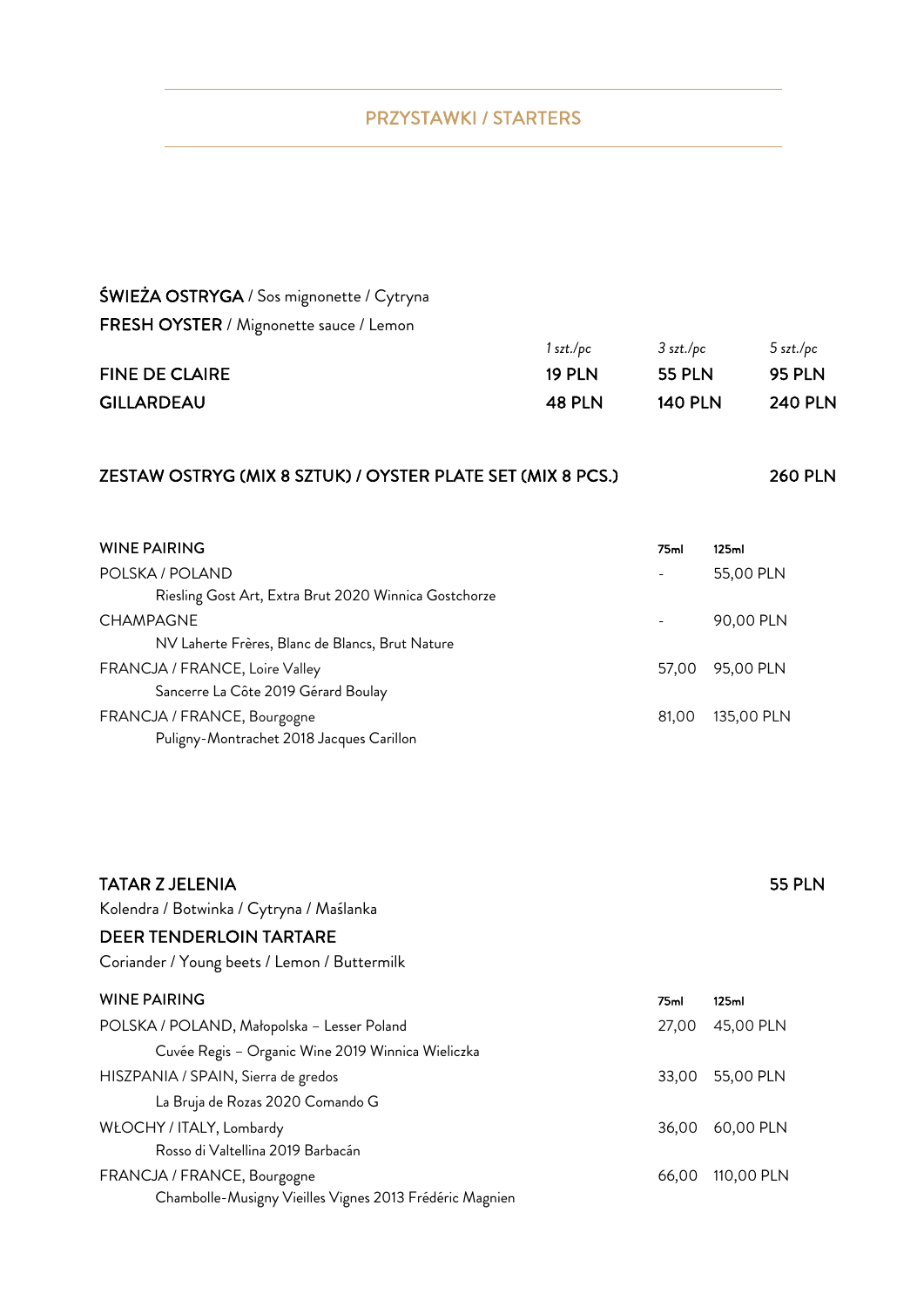## PRZYSTAWKI / STARTERS

**ŚWIEŻA OSTRYGA** / Sos mignonette / Cytryna
**FRESH OYSTER** / Mignonette sauce / Lemon

| | *1 szt./pc* | *3 szt./pc* | *5 szt./pc* |
|---|---|---|---|
| **FINE DE CLAIRE** | **19 PLN** | **55 PLN** | **95 PLN** |
| **GILLARDEAU** | **48 PLN** | **140 PLN** | **240 PLN** |

**ZESTAW OSTRYG (MIX 8 SZTUK) / OYSTER PLATE SET (MIX 8 PCS.)** — **260 PLN**

| WINE PAIRING | 75ml | 125ml |
|---|---|---|
| POLSKA / POLAND<br>Riesling Gost Art, Extra Brut 2020 Winnica Gostchorze | - | 55,00 PLN |
| CHAMPAGNE<br>NV Laherte Frères, Blanc de Blancs, Brut Nature | - | 90,00 PLN |
| FRANCJA / FRANCE, Loire Valley<br>Sancerre La Côte 2019 Gérard Boulay | 57,00 | 95,00 PLN |
| FRANCJA / FRANCE, Bourgogne<br>Puligny-Montrachet 2018 Jacques Carillon | 81,00 | 135,00 PLN |

**TATAR Z JELENIA** — **55 PLN**
Kolendra / Botwinka / Cytryna / Maślanka
**DEER TENDERLOIN TARTARE**
Coriander / Young beets / Lemon / Buttermilk

| WINE PAIRING | 75ml | 125ml |
|---|---|---|
| POLSKA / POLAND, Małopolska – Lesser Poland<br>Cuvée Regis – Organic Wine 2019 Winnica Wieliczka | 27,00 | 45,00 PLN |
| HISZPANIA / SPAIN, Sierra de gredos<br>La Bruja de Rozas 2020 Comando G | 33,00 | 55,00 PLN |
| WŁOCHY / ITALY, Lombardy<br>Rosso di Valtellina 2019 Barbacán | 36,00 | 60,00 PLN |
| FRANCJA / FRANCE, Bourgogne<br>Chambolle-Musigny Vieilles Vignes 2013 Frédéric Magnien | 66,00 | 110,00 PLN |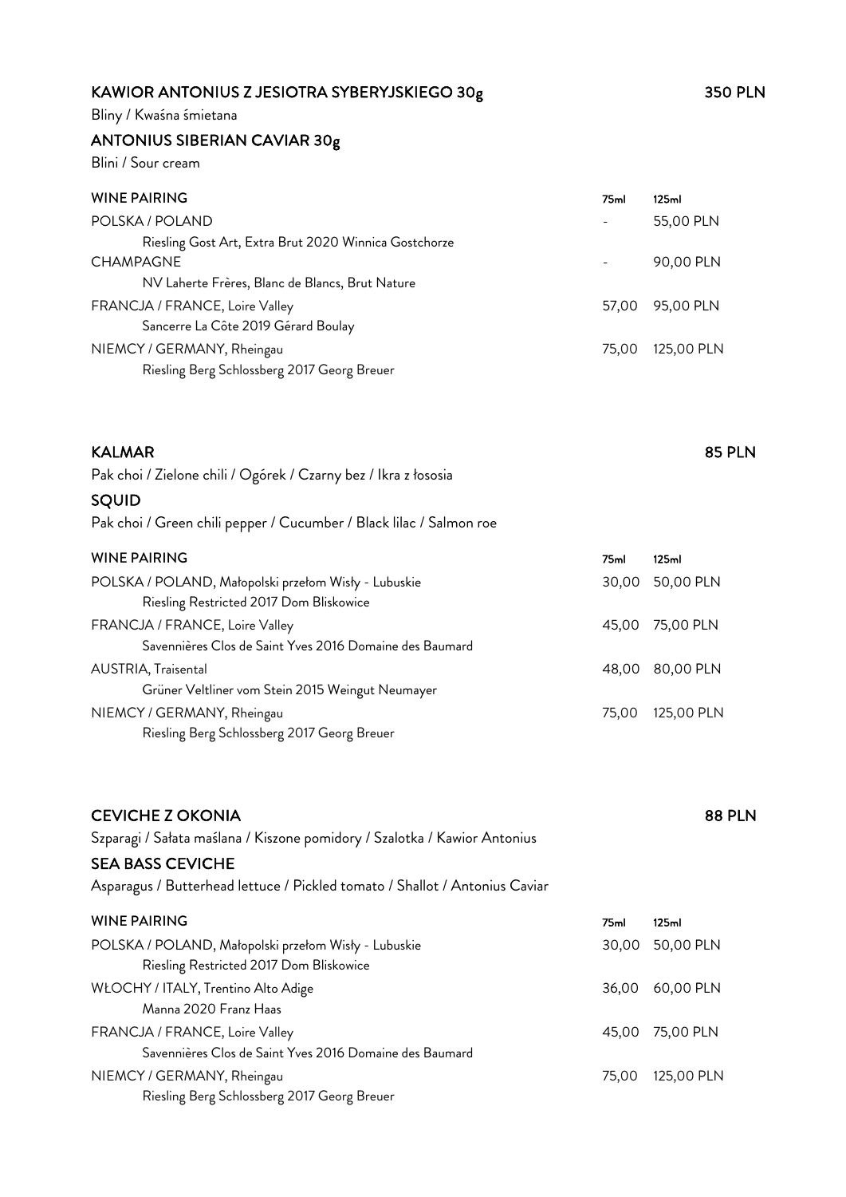## KAWIOR ANTONIUS Z JESIOTRA SYBERYJSKIEGO 30g — 350 PLN

Bliny / Kwaśna śmietana

## ANTONIUS SIBERIAN CAVIAR 30g

Blini / Sour cream

| WINE PAIRING | 75ml | 125ml |
|---|---|---|
| POLSKA / POLAND<br>Riesling Gost Art, Extra Brut 2020 Winnica Gostchorze | - | 55,00 PLN |
| CHAMPAGNE<br>NV Laherte Frères, Blanc de Blancs, Brut Nature | - | 90,00 PLN |
| FRANCJA / FRANCE, Loire Valley<br>Sancerre La Côte 2019 Gérard Boulay | 57,00 | 95,00 PLN |
| NIEMCY / GERMANY, Rheingau<br>Riesling Berg Schlossberg 2017 Georg Breuer | 75,00 | 125,00 PLN |

## KALMAR — 85 PLN

Pak choi / Zielone chili / Ogórek / Czarny bez / Ikra z łososia

## SQUID

Pak choi / Green chili pepper / Cucumber / Black lilac / Salmon roe

| WINE PAIRING | 75ml | 125ml |
|---|---|---|
| POLSKA / POLAND, Małopolski przełom Wisły - Lubuskie<br>Riesling Restricted 2017 Dom Bliskowice | 30,00 | 50,00 PLN |
| FRANCJA / FRANCE, Loire Valley<br>Savennières Clos de Saint Yves 2016 Domaine des Baumard | 45,00 | 75,00 PLN |
| AUSTRIA, Traisental<br>Grüner Veltliner vom Stein 2015 Weingut Neumayer | 48,00 | 80,00 PLN |
| NIEMCY / GERMANY, Rheingau<br>Riesling Berg Schlossberg 2017 Georg Breuer | 75,00 | 125,00 PLN |

## CEVICHE Z OKONIA — 88 PLN

Szparagi / Sałata maślana / Kiszone pomidory / Szalotka / Kawior Antonius

## SEA BASS CEVICHE

Asparagus / Butterhead lettuce / Pickled tomato / Shallot / Antonius Caviar

| WINE PAIRING | 75ml | 125ml |
|---|---|---|
| POLSKA / POLAND, Małopolski przełom Wisły - Lubuskie<br>Riesling Restricted 2017 Dom Bliskowice | 30,00 | 50,00 PLN |
| WŁOCHY / ITALY, Trentino Alto Adige<br>Manna 2020 Franz Haas | 36,00 | 60,00 PLN |
| FRANCJA / FRANCE, Loire Valley<br>Savennières Clos de Saint Yves 2016 Domaine des Baumard | 45,00 | 75,00 PLN |
| NIEMCY / GERMANY, Rheingau<br>Riesling Berg Schlossberg 2017 Georg Breuer | 75,00 | 125,00 PLN |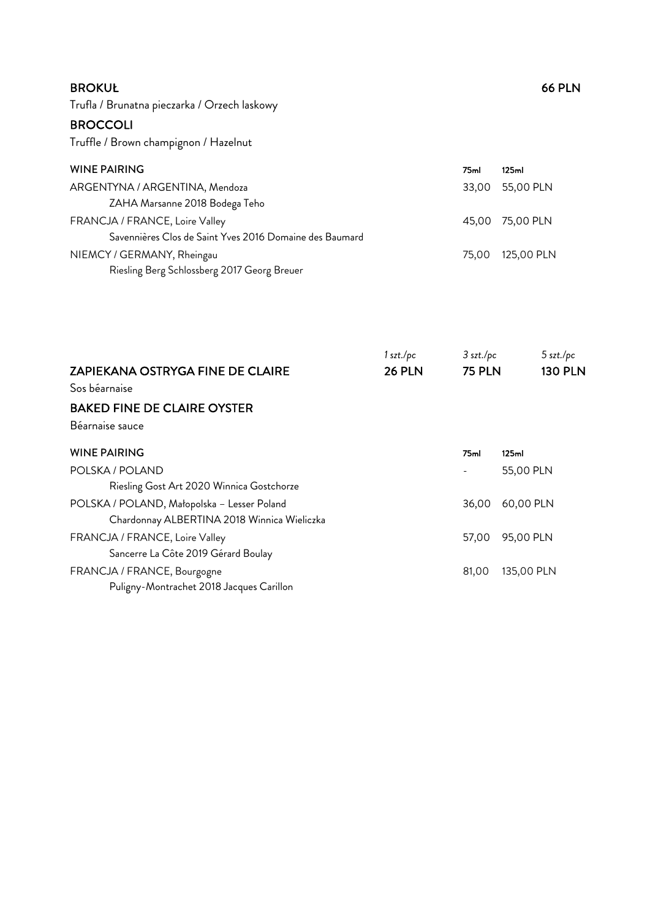**BROKUŁ** **66 PLN**

Trufla / Brunatna pieczarka / Orzech laskowy

**BROCCOLI**

Truffle / Brown champignon / Hazelnut

| WINE PAIRING | 75ml | 125ml |
|---|---|---|
| ARGENTYNA / ARGENTINA, Mendoza<br>ZAHA Marsanne 2018 Bodega Teho | 33,00 | 55,00 PLN |
| FRANCJA / FRANCE, Loire Valley<br>Savennières Clos de Saint Yves 2016 Domaine des Baumard | 45,00 | 75,00 PLN |
| NIEMCY / GERMANY, Rheingau<br>Riesling Berg Schlossberg 2017 Georg Breuer | 75,00 | 125,00 PLN |

| | *1 szt./pc* | *3 szt./pc* | *5 szt./pc* |
|---|---|---|---|
| **ZAPIEKANA OSTRYGA FINE DE CLAIRE** | **26 PLN** | **75 PLN** | **130 PLN** |

Sos béarnaise

**BAKED FINE DE CLAIRE OYSTER**

Béarnaise sauce

| WINE PAIRING | 75ml | 125ml |
|---|---|---|
| POLSKA / POLAND<br>Riesling Gost Art 2020 Winnica Gostchorze | - | 55,00 PLN |
| POLSKA / POLAND, Małopolska – Lesser Poland<br>Chardonnay ALBERTINA 2018 Winnica Wieliczka | 36,00 | 60,00 PLN |
| FRANCJA / FRANCE, Loire Valley<br>Sancerre La Côte 2019 Gérard Boulay | 57,00 | 95,00 PLN |
| FRANCJA / FRANCE, Bourgogne<br>Puligny-Montrachet 2018 Jacques Carillon | 81,00 | 135,00 PLN |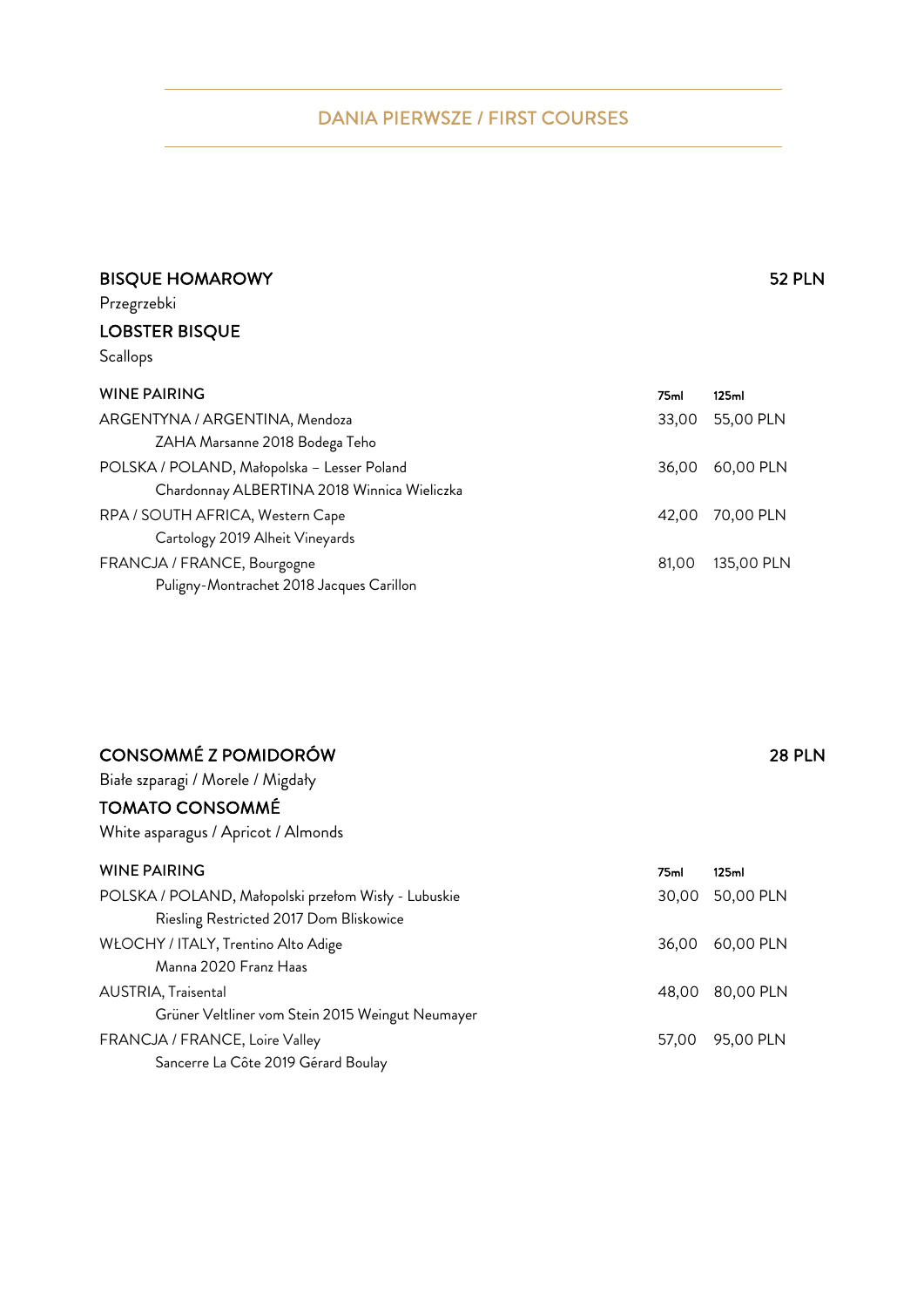## DANIA PIERWSZE / FIRST COURSES

### BISQUE HOMAROWY — 52 PLN

Przegrzebki

### LOBSTER BISQUE

Scallops

| WINE PAIRING | 75ml | 125ml |
|---|---|---|
| ARGENTYNA / ARGENTINA, Mendoza<br>ZAHA Marsanne 2018 Bodega Teho | 33,00 | 55,00 PLN |
| POLSKA / POLAND, Małopolska – Lesser Poland<br>Chardonnay ALBERTINA 2018 Winnica Wieliczka | 36,00 | 60,00 PLN |
| RPA / SOUTH AFRICA, Western Cape<br>Cartology 2019 Alheit Vineyards | 42,00 | 70,00 PLN |
| FRANCJA / FRANCE, Bourgogne<br>Puligny-Montrachet 2018 Jacques Carillon | 81,00 | 135,00 PLN |

### CONSOMMÉ Z POMIDORÓW — 28 PLN

Białe szparagi / Morele / Migdały

### TOMATO CONSOMMÉ

White asparagus / Apricot / Almonds

| WINE PAIRING | 75ml | 125ml |
|---|---|---|
| POLSKA / POLAND, Małopolski przełom Wisły - Lubuskie<br>Riesling Restricted 2017 Dom Bliskowice | 30,00 | 50,00 PLN |
| WŁOCHY / ITALY, Trentino Alto Adige<br>Manna 2020 Franz Haas | 36,00 | 60,00 PLN |
| AUSTRIA, Traisental<br>Grüner Veltliner vom Stein 2015 Weingut Neumayer | 48,00 | 80,00 PLN |
| FRANCJA / FRANCE, Loire Valley<br>Sancerre La Côte 2019 Gérard Boulay | 57,00 | 95,00 PLN |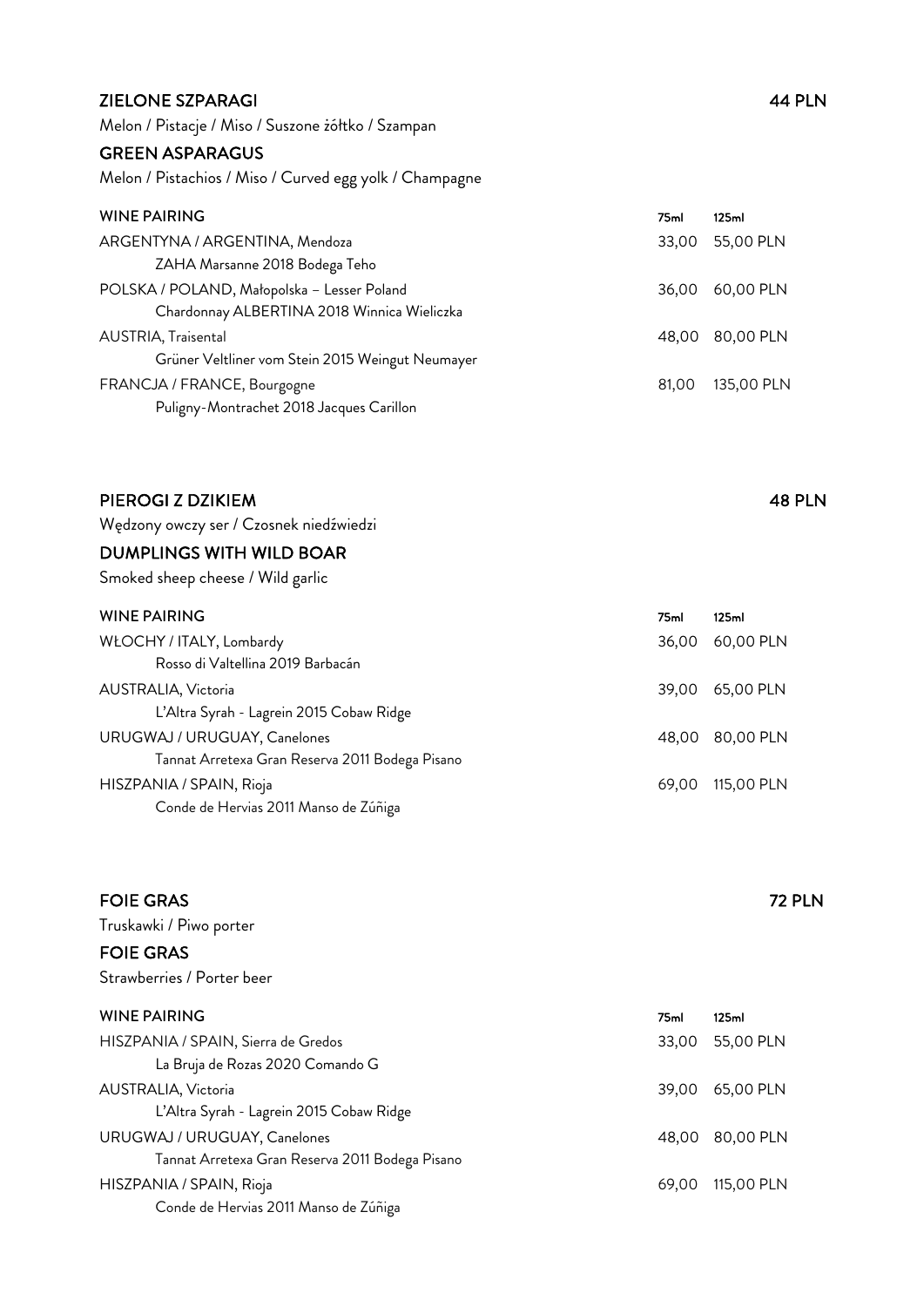## ZIELONE SZPARAGI — 44 PLN

Melon / Pistacje / Miso / Suszone żółtko / Szampan

## GREEN ASPARAGUS

Melon / Pistachios / Miso / Curved egg yolk / Champagne

| WINE PAIRING | 75ml | 125ml |
|---|---|---|
| ARGENTYNA / ARGENTINA, Mendoza<br>ZAHA Marsanne 2018 Bodega Teho | 33,00 | 55,00 PLN |
| POLSKA / POLAND, Małopolska – Lesser Poland<br>Chardonnay ALBERTINA 2018 Winnica Wieliczka | 36,00 | 60,00 PLN |
| AUSTRIA, Traisental<br>Grüner Veltliner vom Stein 2015 Weingut Neumayer | 48,00 | 80,00 PLN |
| FRANCJA / FRANCE, Bourgogne<br>Puligny-Montrachet 2018 Jacques Carillon | 81,00 | 135,00 PLN |

## PIEROGI Z DZIKIEM — 48 PLN

Wędzony owczy ser / Czosnek niedźwiedzi

## DUMPLINGS WITH WILD BOAR

Smoked sheep cheese / Wild garlic

| WINE PAIRING | 75ml | 125ml |
|---|---|---|
| WŁOCHY / ITALY, Lombardy<br>Rosso di Valtellina 2019 Barbacán | 36,00 | 60,00 PLN |
| AUSTRALIA, Victoria<br>L'Altra Syrah - Lagrein 2015 Cobaw Ridge | 39,00 | 65,00 PLN |
| URUGWAJ / URUGUAY, Canelones<br>Tannat Arretexa Gran Reserva 2011 Bodega Pisano | 48,00 | 80,00 PLN |
| HISZPANIA / SPAIN, Rioja<br>Conde de Hervias 2011 Manso de Zúñiga | 69,00 | 115,00 PLN |

## FOIE GRAS — 72 PLN

Truskawki / Piwo porter

## FOIE GRAS

Strawberries / Porter beer

| WINE PAIRING | 75ml | 125ml |
|---|---|---|
| HISZPANIA / SPAIN, Sierra de Gredos<br>La Bruja de Rozas 2020 Comando G | 33,00 | 55,00 PLN |
| AUSTRALIA, Victoria<br>L'Altra Syrah - Lagrein 2015 Cobaw Ridge | 39,00 | 65,00 PLN |
| URUGWAJ / URUGUAY, Canelones<br>Tannat Arretexa Gran Reserva 2011 Bodega Pisano | 48,00 | 80,00 PLN |
| HISZPANIA / SPAIN, Rioja<br>Conde de Hervias 2011 Manso de Zúñiga | 69,00 | 115,00 PLN |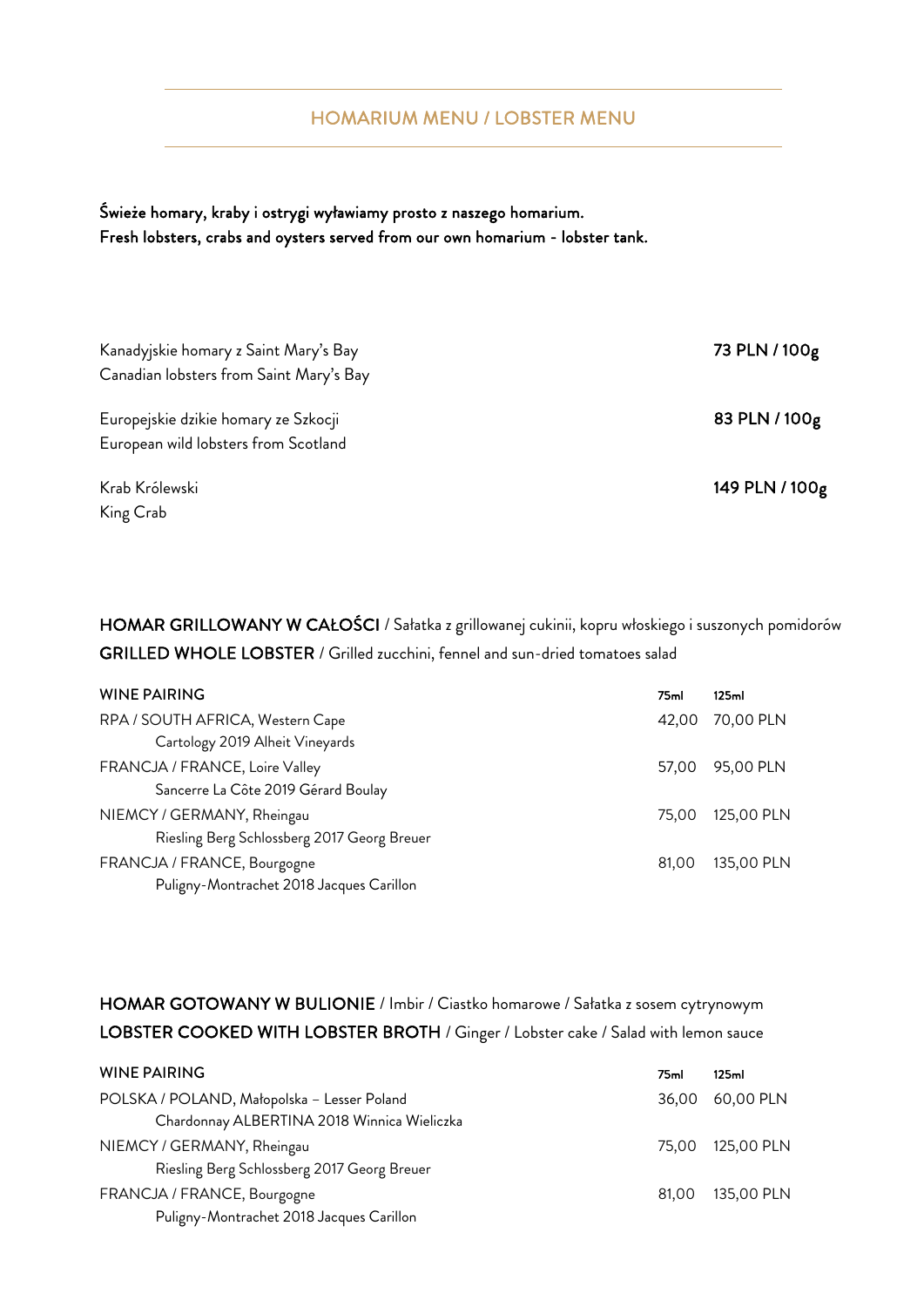## HOMARIUM MENU / LOBSTER MENU

**Świeże homary, kraby i ostrygi wyławiamy prosto z naszego homarium.**
**Fresh lobsters, crabs and oysters served from our own homarium - lobster tank.**

| | |
|---|---|
| Kanadyjskie homary z Saint Mary's Bay<br>Canadian lobsters from Saint Mary's Bay | **73 PLN / 100g** |
| Europejskie dzikie homary ze Szkocji<br>European wild lobsters from Scotland | **83 PLN / 100g** |
| Krab Królewski<br>King Crab | **149 PLN / 100g** |

**HOMAR GRILLOWANY W CAŁOŚCI** / Sałatka z grillowanej cukinii, kopru włoskiego i suszonych pomidorów
**GRILLED WHOLE LOBSTER** / Grilled zucchini, fennel and sun-dried tomatoes salad

| WINE PAIRING | 75ml | 125ml |
|---|---|---|
| RPA / SOUTH AFRICA, Western Cape<br>Cartology 2019 Alheit Vineyards | 42,00 | 70,00 PLN |
| FRANCJA / FRANCE, Loire Valley<br>Sancerre La Côte 2019 Gérard Boulay | 57,00 | 95,00 PLN |
| NIEMCY / GERMANY, Rheingau<br>Riesling Berg Schlossberg 2017 Georg Breuer | 75,00 | 125,00 PLN |
| FRANCJA / FRANCE, Bourgogne<br>Puligny-Montrachet 2018 Jacques Carillon | 81,00 | 135,00 PLN |

**HOMAR GOTOWANY W BULIONIE** / Imbir / Ciastko homarowe / Sałatka z sosem cytrynowym
**LOBSTER COOKED WITH LOBSTER BROTH** / Ginger / Lobster cake / Salad with lemon sauce

| WINE PAIRING | 75ml | 125ml |
|---|---|---|
| POLSKA / POLAND, Małopolska – Lesser Poland<br>Chardonnay ALBERTINA 2018 Winnica Wieliczka | 36,00 | 60,00 PLN |
| NIEMCY / GERMANY, Rheingau<br>Riesling Berg Schlossberg 2017 Georg Breuer | 75,00 | 125,00 PLN |
| FRANCJA / FRANCE, Bourgogne<br>Puligny-Montrachet 2018 Jacques Carillon | 81,00 | 135,00 PLN |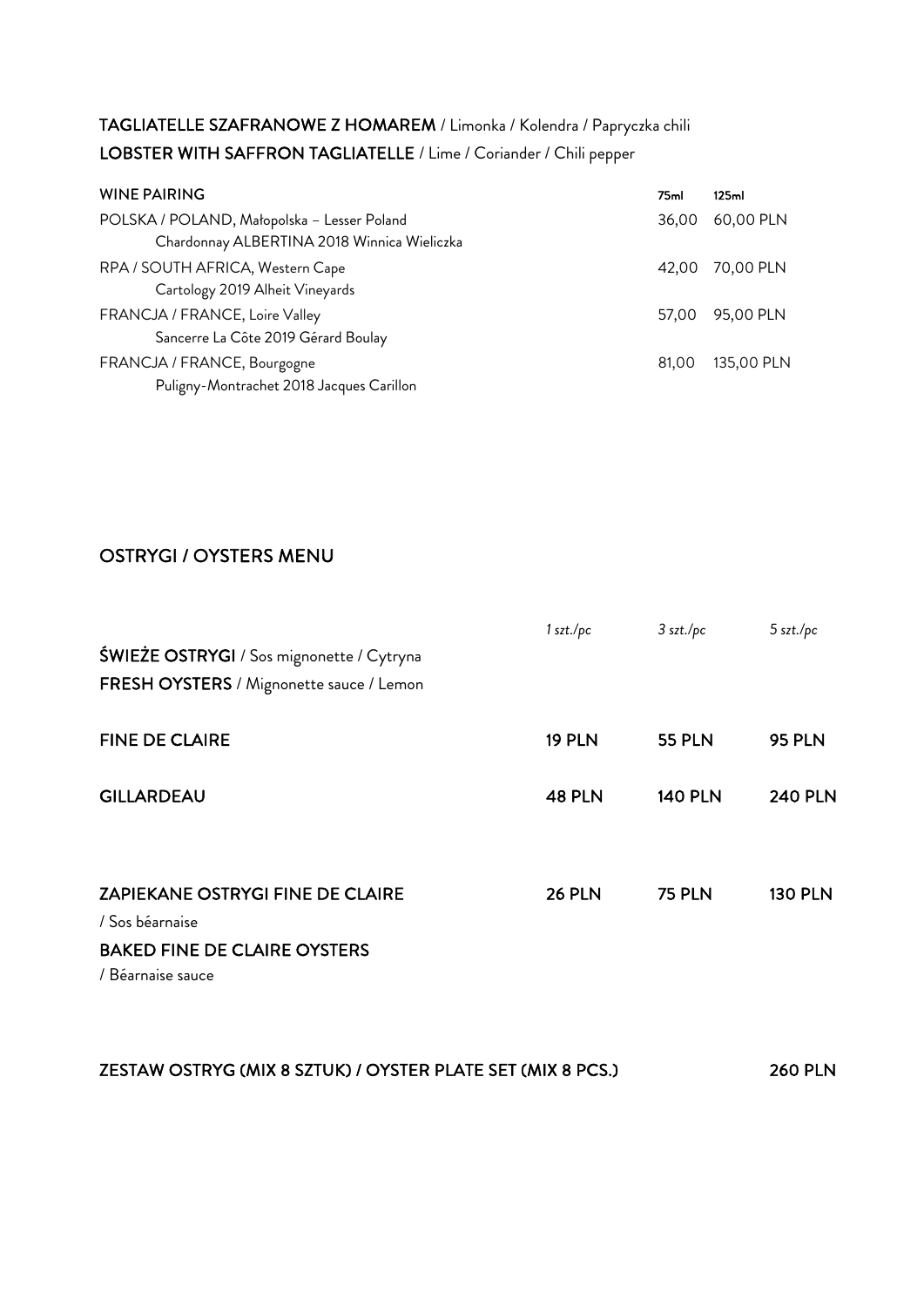**TAGLIATELLE SZAFRANOWE Z HOMAREM** / Limonka / Kolendra / Papryczka chili
**LOBSTER WITH SAFFRON TAGLIATELLE** / Lime / Coriander / Chili pepper

| WINE PAIRING | 75ml | 125ml |
| --- | --- | --- |
| POLSKA / POLAND, Małopolska – Lesser Poland<br>Chardonnay ALBERTINA 2018 Winnica Wieliczka | 36,00 | 60,00 PLN |
| RPA / SOUTH AFRICA, Western Cape<br>Cartology 2019 Alheit Vineyards | 42,00 | 70,00 PLN |
| FRANCJA / FRANCE, Loire Valley<br>Sancerre La Côte 2019 Gérard Boulay | 57,00 | 95,00 PLN |
| FRANCJA / FRANCE, Bourgogne<br>Puligny-Montrachet 2018 Jacques Carillon | 81,00 | 135,00 PLN |

## OSTRYGI / OYSTERS MENU

| | *1 szt./pc* | *3 szt./pc* | *5 szt./pc* |
| --- | --- | --- | --- |
| **ŚWIEŻE OSTRYGI** / Sos mignonette / Cytryna<br>**FRESH OYSTERS** / Mignonette sauce / Lemon | | | |
| **FINE DE CLAIRE** | **19 PLN** | **55 PLN** | **95 PLN** |
| **GILLARDEAU** | **48 PLN** | **140 PLN** | **240 PLN** |
| **ZAPIEKANE OSTRYGI FINE DE CLAIRE**<br>/ Sos béarnaise<br>**BAKED FINE DE CLAIRE OYSTERS**<br>/ Béarnaise sauce | **26 PLN** | **75 PLN** | **130 PLN** |

**ZESTAW OSTRYG (MIX 8 SZTUK) / OYSTER PLATE SET (MIX 8 PCS.)** **260 PLN**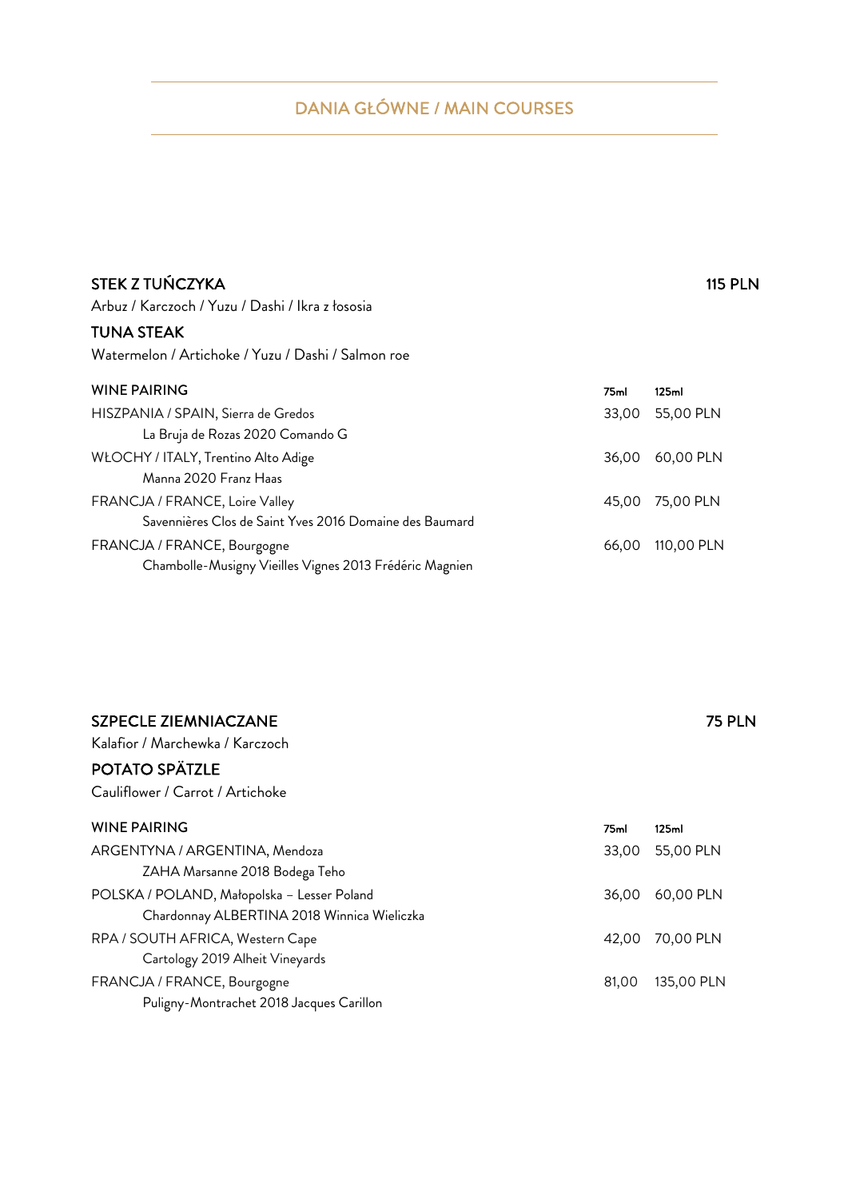## DANIA GŁÓWNE / MAIN COURSES

### STEK Z TUŃCZYKA — 115 PLN

Arbuz / Karczoch / Yuzu / Dashi / Ikra z łososia

### TUNA STEAK

Watermelon / Artichoke / Yuzu / Dashi / Salmon roe

| WINE PAIRING | 75ml | 125ml |
| --- | --- | --- |
| HISZPANIA / SPAIN, Sierra de Gredos<br>La Bruja de Rozas 2020 Comando G | 33,00 | 55,00 PLN |
| WŁOCHY / ITALY, Trentino Alto Adige<br>Manna 2020 Franz Haas | 36,00 | 60,00 PLN |
| FRANCJA / FRANCE, Loire Valley<br>Savennières Clos de Saint Yves 2016 Domaine des Baumard | 45,00 | 75,00 PLN |
| FRANCJA / FRANCE, Bourgogne<br>Chambolle-Musigny Vieilles Vignes 2013 Frédéric Magnien | 66,00 | 110,00 PLN |

### SZPECLE ZIEMNIACZANE — 75 PLN

Kalafior / Marchewka / Karczoch

### POTATO SPÄTZLE

Cauliflower / Carrot / Artichoke

| WINE PAIRING | 75ml | 125ml |
| --- | --- | --- |
| ARGENTYNA / ARGENTINA, Mendoza<br>ZAHA Marsanne 2018 Bodega Teho | 33,00 | 55,00 PLN |
| POLSKA / POLAND, Małopolska – Lesser Poland<br>Chardonnay ALBERTINA 2018 Winnica Wieliczka | 36,00 | 60,00 PLN |
| RPA / SOUTH AFRICA, Western Cape<br>Cartology 2019 Alheit Vineyards | 42,00 | 70,00 PLN |
| FRANCJA / FRANCE, Bourgogne<br>Puligny-Montrachet 2018 Jacques Carillon | 81,00 | 135,00 PLN |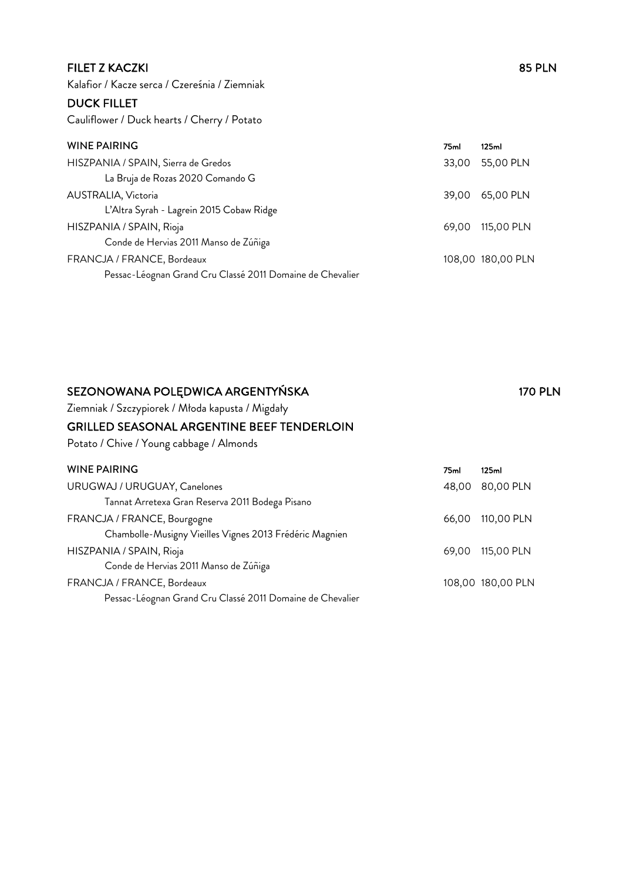## FILET Z KACZKI — 85 PLN

Kalafior / Kacze serca / Czereśnia / Ziemniak

## DUCK FILLET

Cauliflower / Duck hearts / Cherry / Potato

| WINE PAIRING | 75ml | 125ml |
|---|---|---|
| HISZPANIA / SPAIN, Sierra de Gredos<br>La Bruja de Rozas 2020 Comando G | 33,00 | 55,00 PLN |
| AUSTRALIA, Victoria<br>L'Altra Syrah - Lagrein 2015 Cobaw Ridge | 39,00 | 65,00 PLN |
| HISZPANIA / SPAIN, Rioja<br>Conde de Hervias 2011 Manso de Zúñiga | 69,00 | 115,00 PLN |
| FRANCJA / FRANCE, Bordeaux<br>Pessac-Léognan Grand Cru Classé 2011 Domaine de Chevalier | 108,00 | 180,00 PLN |

## SEZONOWANA POLĘDWICA ARGENTYŃSKA — 170 PLN

Ziemniak / Szczypiorek / Młoda kapusta / Migdały

## GRILLED SEASONAL ARGENTINE BEEF TENDERLOIN

Potato / Chive / Young cabbage / Almonds

| WINE PAIRING | 75ml | 125ml |
|---|---|---|
| URUGWAJ / URUGUAY, Canelones<br>Tannat Arretexa Gran Reserva 2011 Bodega Pisano | 48,00 | 80,00 PLN |
| FRANCJA / FRANCE, Bourgogne<br>Chambolle-Musigny Vieilles Vignes 2013 Frédéric Magnien | 66,00 | 110,00 PLN |
| HISZPANIA / SPAIN, Rioja<br>Conde de Hervias 2011 Manso de Zúñiga | 69,00 | 115,00 PLN |
| FRANCJA / FRANCE, Bordeaux<br>Pessac-Léognan Grand Cru Classé 2011 Domaine de Chevalier | 108,00 | 180,00 PLN |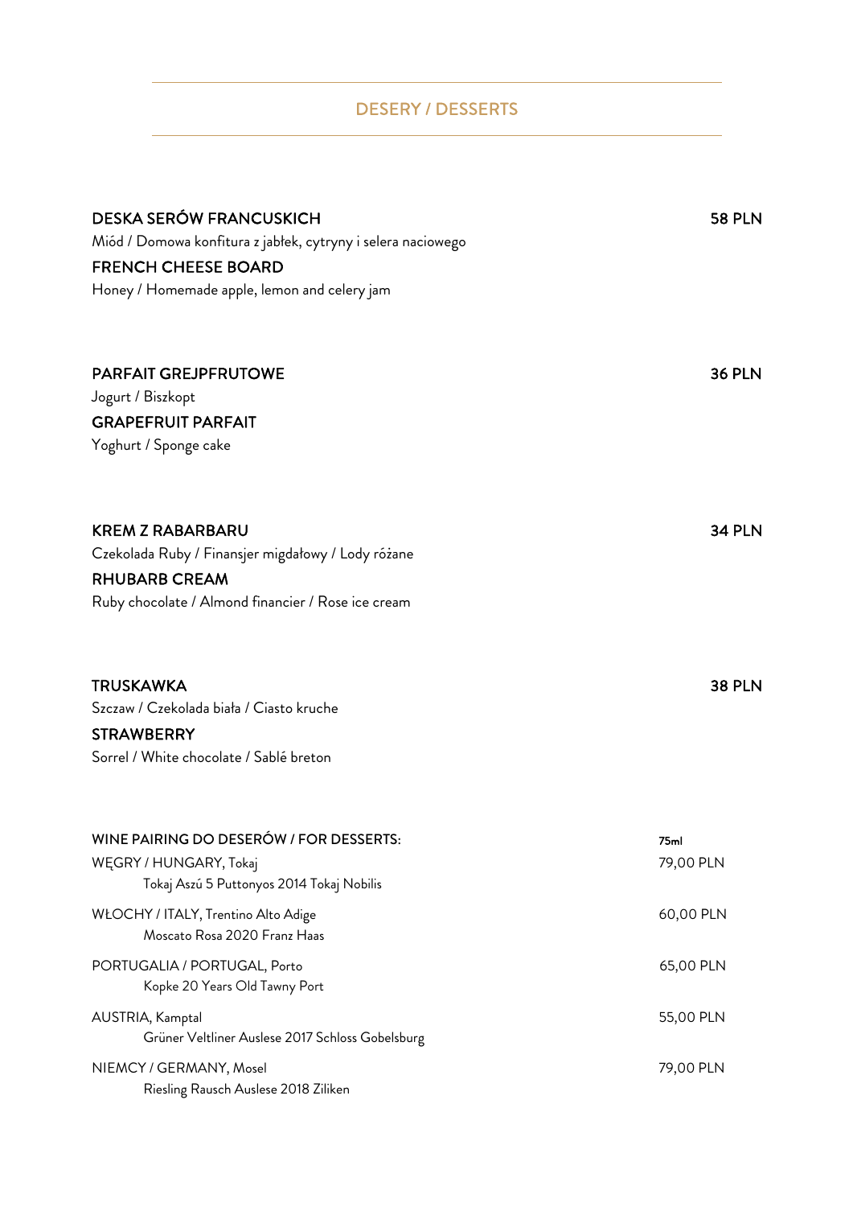## DESERY / DESSERTS

**DESKA SERÓW FRANCUSKICH** — **58 PLN**
Miód / Domowa konfitura z jabłek, cytryny i selera naciowego
**FRENCH CHEESE BOARD**
Honey / Homemade apple, lemon and celery jam

**PARFAIT GREJPFRUTOWE** — **36 PLN**
Jogurt / Biszkopt
**GRAPEFRUIT PARFAIT**
Yoghurt / Sponge cake

**KREM Z RABARBARU** — **34 PLN**
Czekolada Ruby / Finansjer migdałowy / Lody różane
**RHUBARB CREAM**
Ruby chocolate / Almond financier / Rose ice cream

**TRUSKAWKA** — **38 PLN**
Szczaw / Czekolada biała / Ciasto kruche
**STRAWBERRY**
Sorrel / White chocolate / Sablé breton

| WINE PAIRING DO DESERÓW / FOR DESSERTS: | 75ml |
|---|---|
| WĘGRY / HUNGARY, Tokaj<br>Tokaj Aszú 5 Puttonyos 2014 Tokaj Nobilis | 79,00 PLN |
| WŁOCHY / ITALY, Trentino Alto Adige<br>Moscato Rosa 2020 Franz Haas | 60,00 PLN |
| PORTUGALIA / PORTUGAL, Porto<br>Kopke 20 Years Old Tawny Port | 65,00 PLN |
| AUSTRIA, Kamptal<br>Grüner Veltliner Auslese 2017 Schloss Gobelsburg | 55,00 PLN |
| NIEMCY / GERMANY, Mosel<br>Riesling Rausch Auslese 2018 Ziliken | 79,00 PLN |